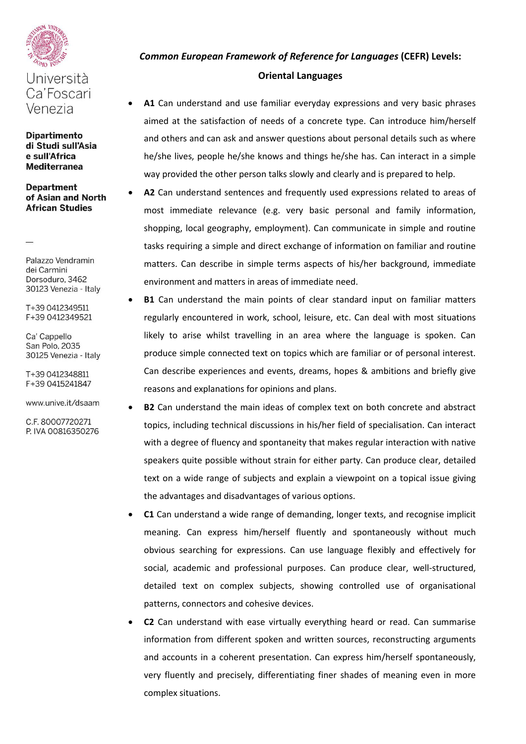Università Ca'Foscari Venezia

**Dipartimento di Studi sull'Asia e sull'Africa Mediterranea**

**Department of Asian and North African Studies**

—

Palazzo Vendramin dei Carmini
Dorsoduro, 3462
30123 Venezia - Italy

T+39 0412349511
F+39 0412349521

Ca' Cappello
San Polo, 2035
30125 Venezia - Italy

T+39 0412348811
F+39 0415241847

www.unive.it/dsaam

C.F. 80007720271
P. IVA 00816350276

# *Common European Framework of Reference for Languages* (CEFR) Levels: Oriental Languages

- **A1** Can understand and use familiar everyday expressions and very basic phrases aimed at the satisfaction of needs of a concrete type. Can introduce him/herself and others and can ask and answer questions about personal details such as where he/she lives, people he/she knows and things he/she has. Can interact in a simple way provided the other person talks slowly and clearly and is prepared to help.
- **A2** Can understand sentences and frequently used expressions related to areas of most immediate relevance (e.g. very basic personal and family information, shopping, local geography, employment). Can communicate in simple and routine tasks requiring a simple and direct exchange of information on familiar and routine matters. Can describe in simple terms aspects of his/her background, immediate environment and matters in areas of immediate need.
- **B1** Can understand the main points of clear standard input on familiar matters regularly encountered in work, school, leisure, etc. Can deal with most situations likely to arise whilst travelling in an area where the language is spoken. Can produce simple connected text on topics which are familiar or of personal interest. Can describe experiences and events, dreams, hopes & ambitions and briefly give reasons and explanations for opinions and plans.
- **B2** Can understand the main ideas of complex text on both concrete and abstract topics, including technical discussions in his/her field of specialisation. Can interact with a degree of fluency and spontaneity that makes regular interaction with native speakers quite possible without strain for either party. Can produce clear, detailed text on a wide range of subjects and explain a viewpoint on a topical issue giving the advantages and disadvantages of various options.
- **C1** Can understand a wide range of demanding, longer texts, and recognise implicit meaning. Can express him/herself fluently and spontaneously without much obvious searching for expressions. Can use language flexibly and effectively for social, academic and professional purposes. Can produce clear, well-structured, detailed text on complex subjects, showing controlled use of organisational patterns, connectors and cohesive devices.
- **C2** Can understand with ease virtually everything heard or read. Can summarise information from different spoken and written sources, reconstructing arguments and accounts in a coherent presentation. Can express him/herself spontaneously, very fluently and precisely, differentiating finer shades of meaning even in more complex situations.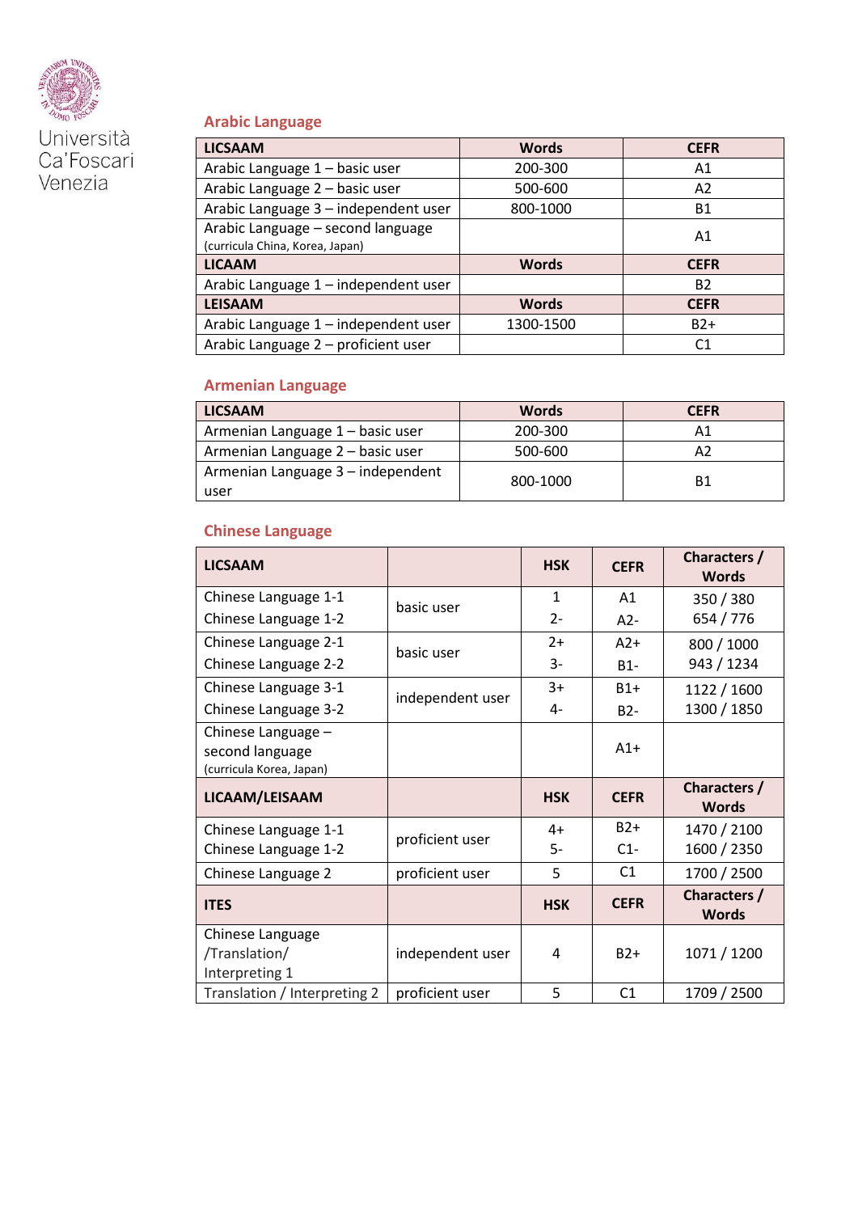## Arabic Language

| LICSAAM | Words | CEFR |
|---|---|---|
| Arabic Language 1 – basic user | 200-300 | A1 |
| Arabic Language 2 – basic user | 500-600 | A2 |
| Arabic Language 3 – independent user | 800-1000 | B1 |
| Arabic Language – second language (curricula China, Korea, Japan) | | A1 |
| **LICAAM** | **Words** | **CEFR** |
| Arabic Language 1 – independent user | | B2 |
| **LEISAAM** | **Words** | **CEFR** |
| Arabic Language 1 – independent user | 1300-1500 | B2+ |
| Arabic Language 2 – proficient user | | C1 |

## Armenian Language

| LICSAAM | Words | CEFR |
|---|---|---|
| Armenian Language 1 – basic user | 200-300 | A1 |
| Armenian Language 2 – basic user | 500-600 | A2 |
| Armenian Language 3 – independent user | 800-1000 | B1 |

## Chinese Language

| LICSAAM | | HSK | CEFR | Characters / Words |
|---|---|---|---|---|
| Chinese Language 1-1<br>Chinese Language 1-2 | basic user | 1<br>2- | A1<br>A2- | 350 / 380<br>654 / 776 |
| Chinese Language 2-1<br>Chinese Language 2-2 | basic user | 2+<br>3- | A2+<br>B1- | 800 / 1000<br>943 / 1234 |
| Chinese Language 3-1<br>Chinese Language 3-2 | independent user | 3+<br>4- | B1+<br>B2- | 1122 / 1600<br>1300 / 1850 |
| Chinese Language – second language (curricula Korea, Japan) | | | A1+ | |
| **LICAAM/LEISAAM** | | **HSK** | **CEFR** | **Characters / Words** |
| Chinese Language 1-1<br>Chinese Language 1-2 | proficient user | 4+<br>5- | B2+<br>C1- | 1470 / 2100<br>1600 / 2350 |
| Chinese Language 2 | proficient user | 5 | C1 | 1700 / 2500 |
| **ITES** | | **HSK** | **CEFR** | **Characters / Words** |
| Chinese Language /Translation/ Interpreting 1 | independent user | 4 | B2+ | 1071 / 1200 |
| Translation / Interpreting 2 | proficient user | 5 | C1 | 1709 / 2500 |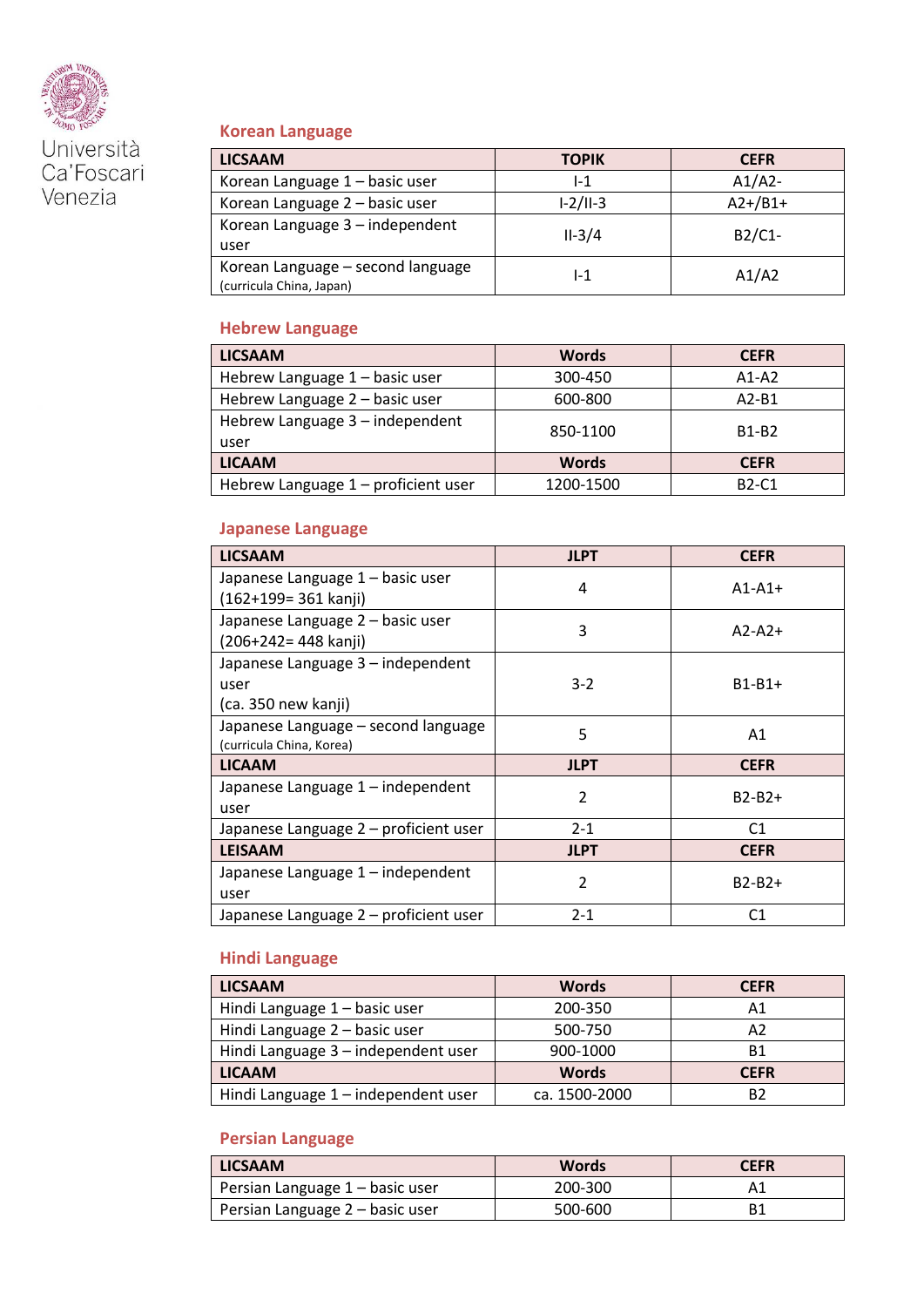Università Ca'Foscari Venezia

## Korean Language

| LICSAAM | TOPIK | CEFR |
|---|---|---|
| Korean Language 1 – basic user | I-1 | A1/A2- |
| Korean Language 2 – basic user | I-2/II-3 | A2+/B1+ |
| Korean Language 3 – independent user | II-3/4 | B2/C1- |
| Korean Language – second language (curricula China, Japan) | I-1 | A1/A2 |

## Hebrew Language

| LICSAAM | Words | CEFR |
|---|---|---|
| Hebrew Language 1 – basic user | 300-450 | A1-A2 |
| Hebrew Language 2 – basic user | 600-800 | A2-B1 |
| Hebrew Language 3 – independent user | 850-1100 | B1-B2 |
| **LICAAM** | **Words** | **CEFR** |
| Hebrew Language 1 – proficient user | 1200-1500 | B2-C1 |

## Japanese Language

| LICSAAM | JLPT | CEFR |
|---|---|---|
| Japanese Language 1 – basic user (162+199= 361 kanji) | 4 | A1-A1+ |
| Japanese Language 2 – basic user (206+242= 448 kanji) | 3 | A2-A2+ |
| Japanese Language 3 – independent user (ca. 350 new kanji) | 3-2 | B1-B1+ |
| Japanese Language – second language (curricula China, Korea) | 5 | A1 |
| **LICAAM** | **JLPT** | **CEFR** |
| Japanese Language 1 – independent user | 2 | B2-B2+ |
| Japanese Language 2 – proficient user | 2-1 | C1 |
| **LEISAAM** | **JLPT** | **CEFR** |
| Japanese Language 1 – independent user | 2 | B2-B2+ |
| Japanese Language 2 – proficient user | 2-1 | C1 |

## Hindi Language

| LICSAAM | Words | CEFR |
|---|---|---|
| Hindi Language 1 – basic user | 200-350 | A1 |
| Hindi Language 2 – basic user | 500-750 | A2 |
| Hindi Language 3 – independent user | 900-1000 | B1 |
| **LICAAM** | **Words** | **CEFR** |
| Hindi Language 1 – independent user | ca. 1500-2000 | B2 |

## Persian Language

| LICSAAM | Words | CEFR |
|---|---|---|
| Persian Language 1 – basic user | 200-300 | A1 |
| Persian Language 2 – basic user | 500-600 | B1 |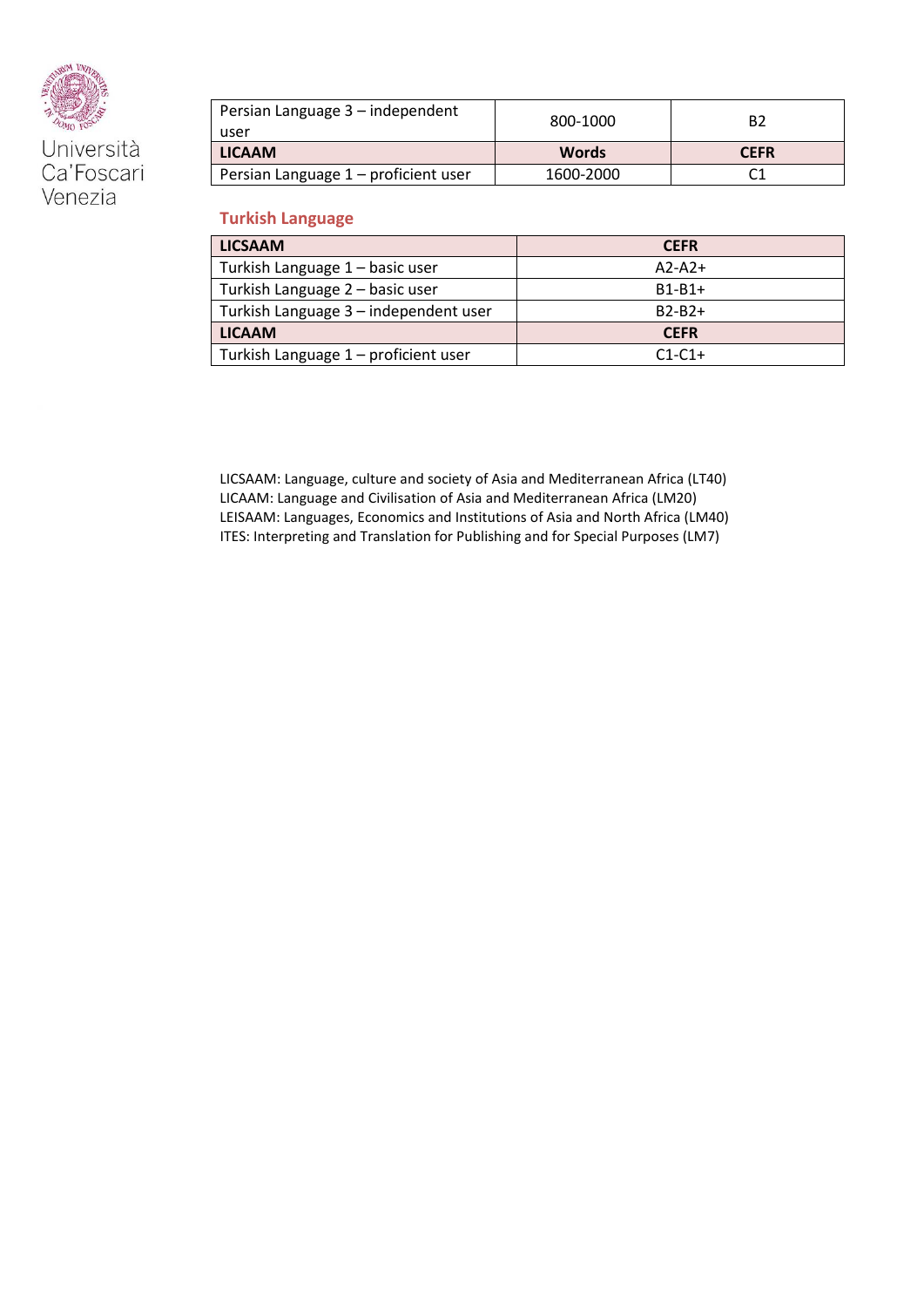| | | |
|---|---|---|
| Persian Language 3 – independent user | 800-1000 | B2 |
| **LICAAM** | **Words** | **CEFR** |
| Persian Language 1 – proficient user | 1600-2000 | C1 |

## Turkish Language

| LICSAAM | CEFR |
|---|---|
| Turkish Language 1 – basic user | A2-A2+ |
| Turkish Language 2 – basic user | B1-B1+ |
| Turkish Language 3 – independent user | B2-B2+ |
| **LICAAM** | **CEFR** |
| Turkish Language 1 – proficient user | C1-C1+ |

LICSAAM: Language, culture and society of Asia and Mediterranean Africa (LT40)
LICAAM: Language and Civilisation of Asia and Mediterranean Africa (LM20)
LEISAAM: Languages, Economics and Institutions of Asia and North Africa (LM40)
ITES: Interpreting and Translation for Publishing and for Special Purposes (LM7)